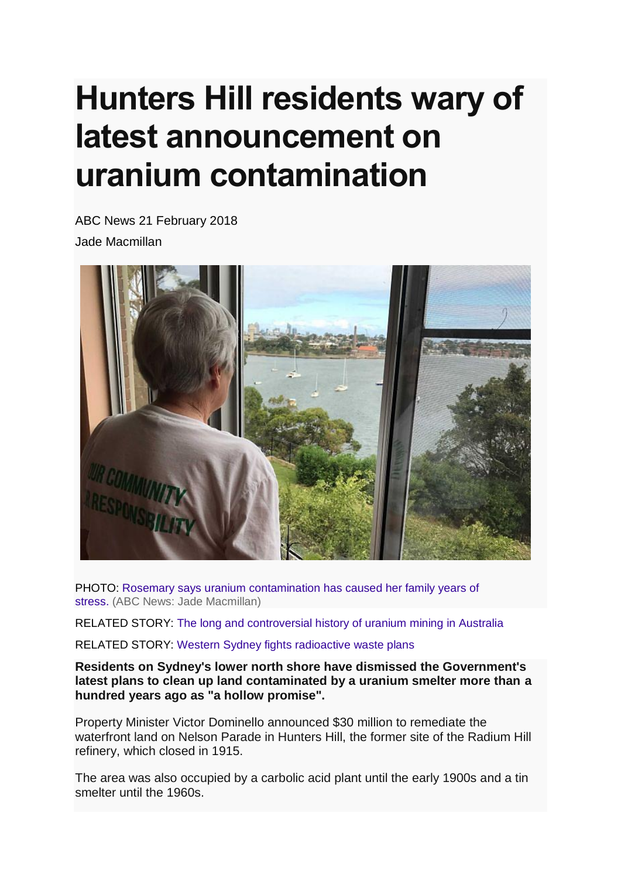# Hunters Hill residents wary of latest announcement on uranium contamination

ABC News 21 February 2018

Jade Macmillan

PHOTO: Rosemary says uranium contamination has caused her family years of stress. (ABC News: Jade Macmillan)

RELATED STORY: The long and controversial history of uranium mining in Australia

RELATED STORY: Western Sydney fights radioactive waste plans

**Residents on Sydney's lower north shore have dismissed the Government's latest plans to clean up land contaminated by a uranium smelter more than a hundred years ago as "a hollow promise".**

Property Minister Victor Dominello announced $30 million to remediate the waterfront land on Nelson Parade in Hunters Hill, the former site of the Radium Hill refinery, which closed in 1915.

The area was also occupied by a carbolic acid plant until the early 1900s and a tin smelter until the 1960s.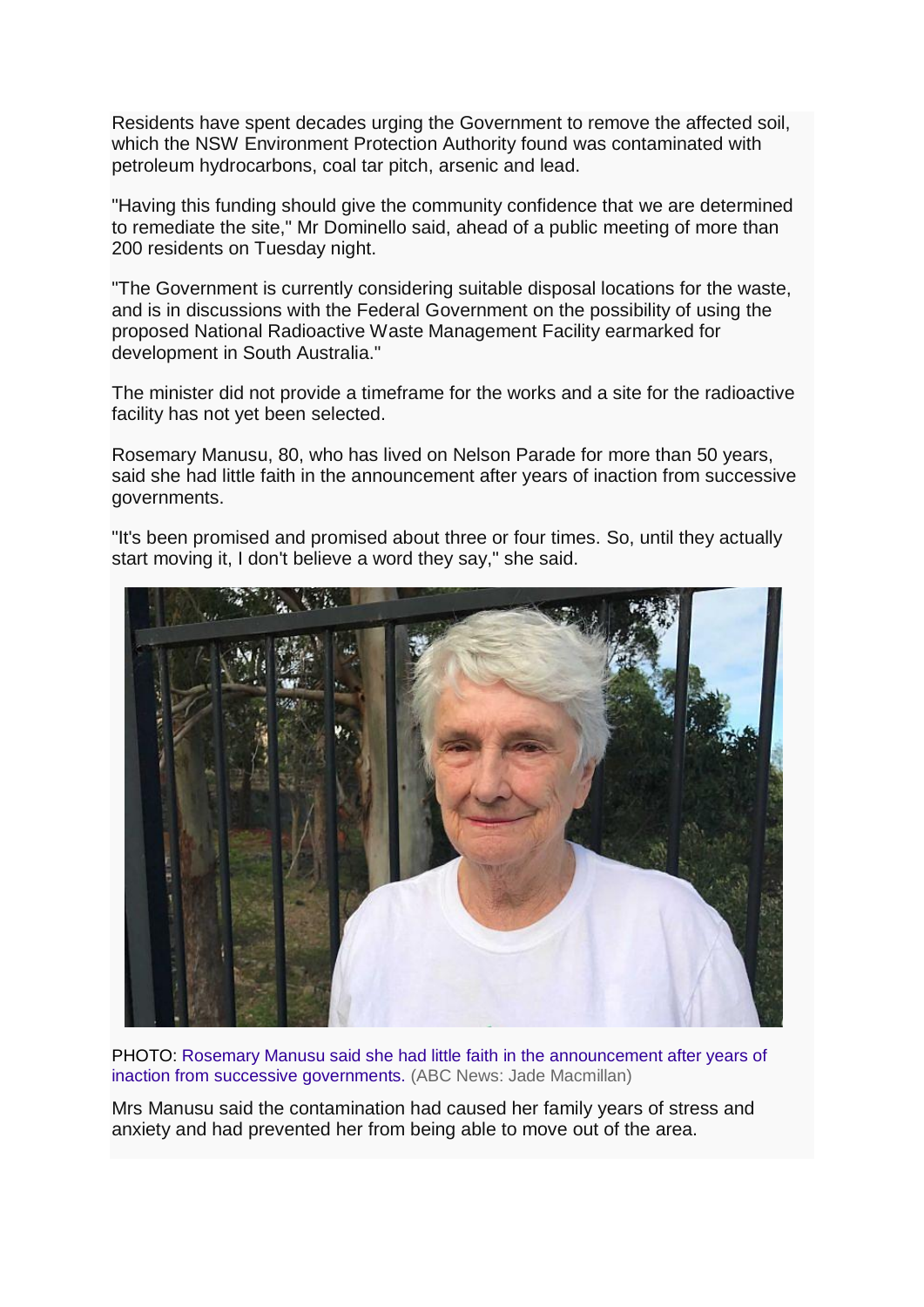Residents have spent decades urging the Government to remove the affected soil, which the NSW Environment Protection Authority found was contaminated with petroleum hydrocarbons, coal tar pitch, arsenic and lead.

"Having this funding should give the community confidence that we are determined to remediate the site," Mr Dominello said, ahead of a public meeting of more than 200 residents on Tuesday night.

"The Government is currently considering suitable disposal locations for the waste, and is in discussions with the Federal Government on the possibility of using the proposed National Radioactive Waste Management Facility earmarked for development in South Australia."

The minister did not provide a timeframe for the works and a site for the radioactive facility has not yet been selected.

Rosemary Manusu, 80, who has lived on Nelson Parade for more than 50 years, said she had little faith in the announcement after years of inaction from successive governments.

"It's been promised and promised about three or four times. So, until they actually start moving it, I don't believe a word they say," she said.

PHOTO: Rosemary Manusu said she had little faith in the announcement after years of inaction from successive governments. (ABC News: Jade Macmillan)

Mrs Manusu said the contamination had caused her family years of stress and anxiety and had prevented her from being able to move out of the area.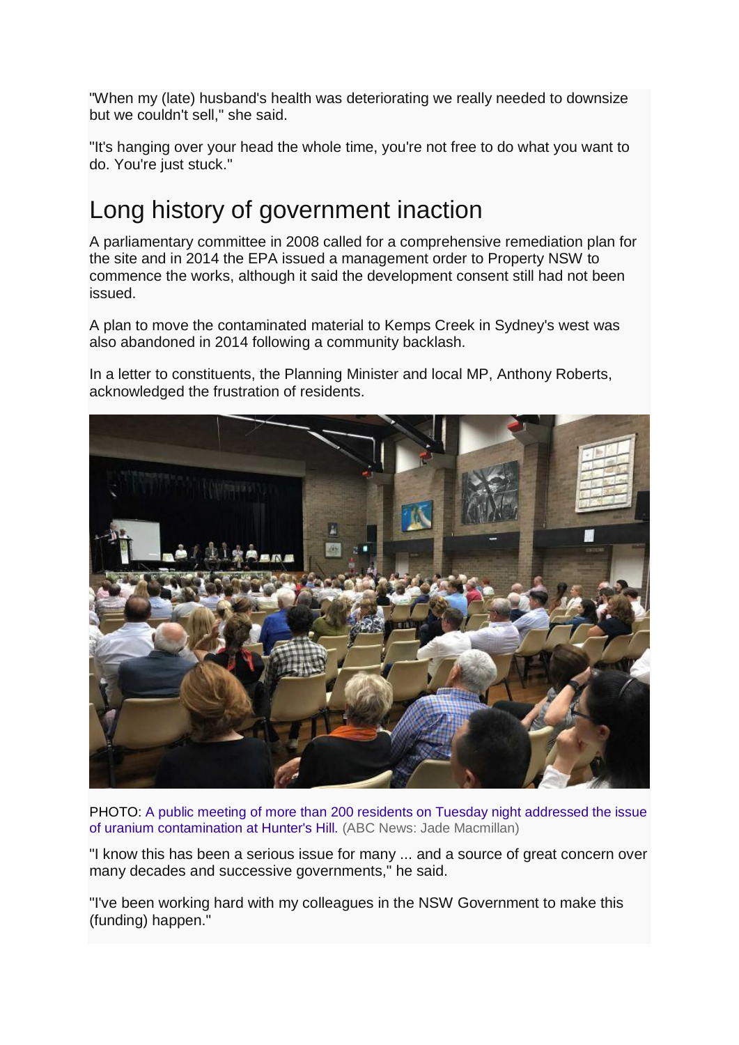"When my (late) husband's health was deteriorating we really needed to downsize but we couldn't sell," she said.

"It's hanging over your head the whole time, you're not free to do what you want to do. You're just stuck."

## Long history of government inaction

A parliamentary committee in 2008 called for a comprehensive remediation plan for the site and in 2014 the EPA issued a management order to Property NSW to commence the works, although it said the development consent still had not been issued.

A plan to move the contaminated material to Kemps Creek in Sydney's west was also abandoned in 2014 following a community backlash.

In a letter to constituents, the Planning Minister and local MP, Anthony Roberts, acknowledged the frustration of residents.

PHOTO: A public meeting of more than 200 residents on Tuesday night addressed the issue of uranium contamination at Hunter's Hill. (ABC News: Jade Macmillan)

"I know this has been a serious issue for many ... and a source of great concern over many decades and successive governments," he said.

"I've been working hard with my colleagues in the NSW Government to make this (funding) happen."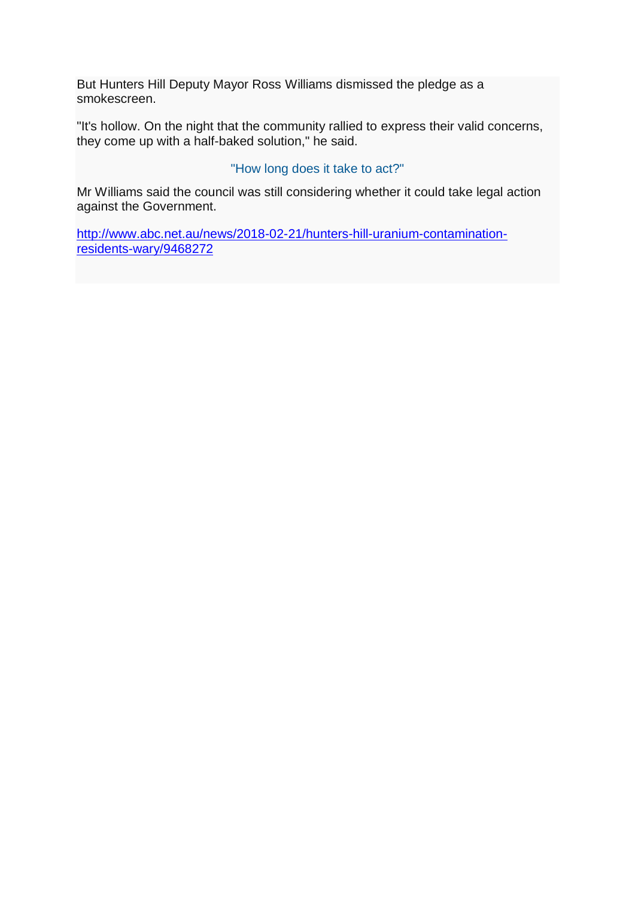But Hunters Hill Deputy Mayor Ross Williams dismissed the pledge as a smokescreen.

"It's hollow. On the night that the community rallied to express their valid concerns, they come up with a half-baked solution," he said.

"How long does it take to act?"

Mr Williams said the council was still considering whether it could take legal action against the Government.

http://www.abc.net.au/news/2018-02-21/hunters-hill-uranium-contamination-residents-wary/9468272